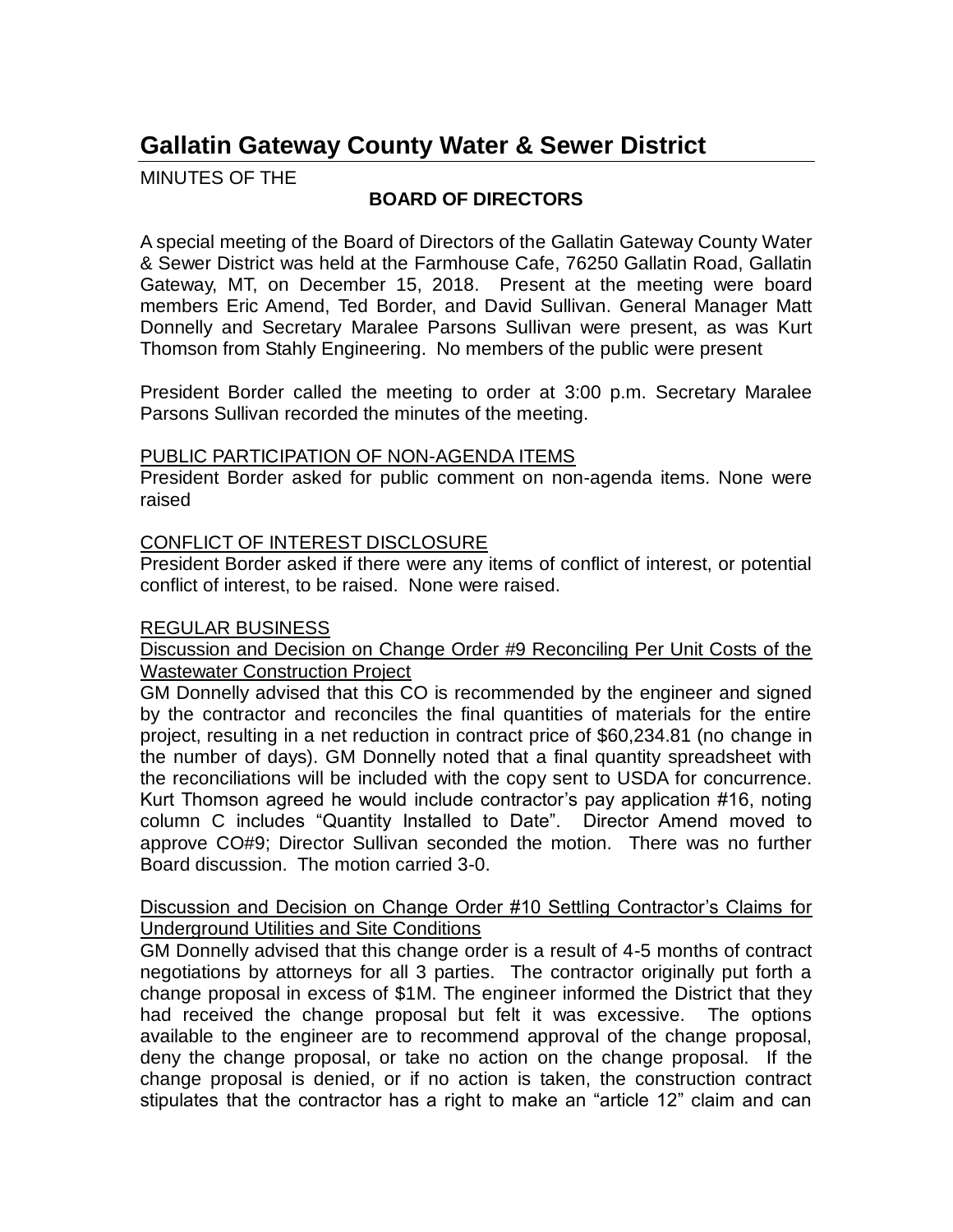# Gallatin Gateway County Water & Sewer District

MINUTES OF THE

**BOARD OF DIRECTORS**

A special meeting of the Board of Directors of the Gallatin Gateway County Water & Sewer District was held at the Farmhouse Cafe, 76250 Gallatin Road, Gallatin Gateway, MT, on December 15, 2018. Present at the meeting were board members Eric Amend, Ted Border, and David Sullivan. General Manager Matt Donnelly and Secretary Maralee Parsons Sullivan were present, as was Kurt Thomson from Stahly Engineering. No members of the public were present

President Border called the meeting to order at 3:00 p.m. Secretary Maralee Parsons Sullivan recorded the minutes of the meeting.

PUBLIC PARTICIPATION OF NON-AGENDA ITEMS

President Border asked for public comment on non-agenda items. None were raised

CONFLICT OF INTEREST DISCLOSURE

President Border asked if there were any items of conflict of interest, or potential conflict of interest, to be raised. None were raised.

REGULAR BUSINESS

Discussion and Decision on Change Order #9 Reconciling Per Unit Costs of the Wastewater Construction Project

GM Donnelly advised that this CO is recommended by the engineer and signed by the contractor and reconciles the final quantities of materials for the entire project, resulting in a net reduction in contract price of $60,234.81 (no change in the number of days). GM Donnelly noted that a final quantity spreadsheet with the reconciliations will be included with the copy sent to USDA for concurrence. Kurt Thomson agreed he would include contractor's pay application #16, noting column C includes "Quantity Installed to Date". Director Amend moved to approve CO#9; Director Sullivan seconded the motion. There was no further Board discussion. The motion carried 3-0.

Discussion and Decision on Change Order #10 Settling Contractor's Claims for Underground Utilities and Site Conditions

GM Donnelly advised that this change order is a result of 4-5 months of contract negotiations by attorneys for all 3 parties. The contractor originally put forth a change proposal in excess of $1M. The engineer informed the District that they had received the change proposal but felt it was excessive. The options available to the engineer are to recommend approval of the change proposal, deny the change proposal, or take no action on the change proposal. If the change proposal is denied, or if no action is taken, the construction contract stipulates that the contractor has a right to make an "article 12" claim and can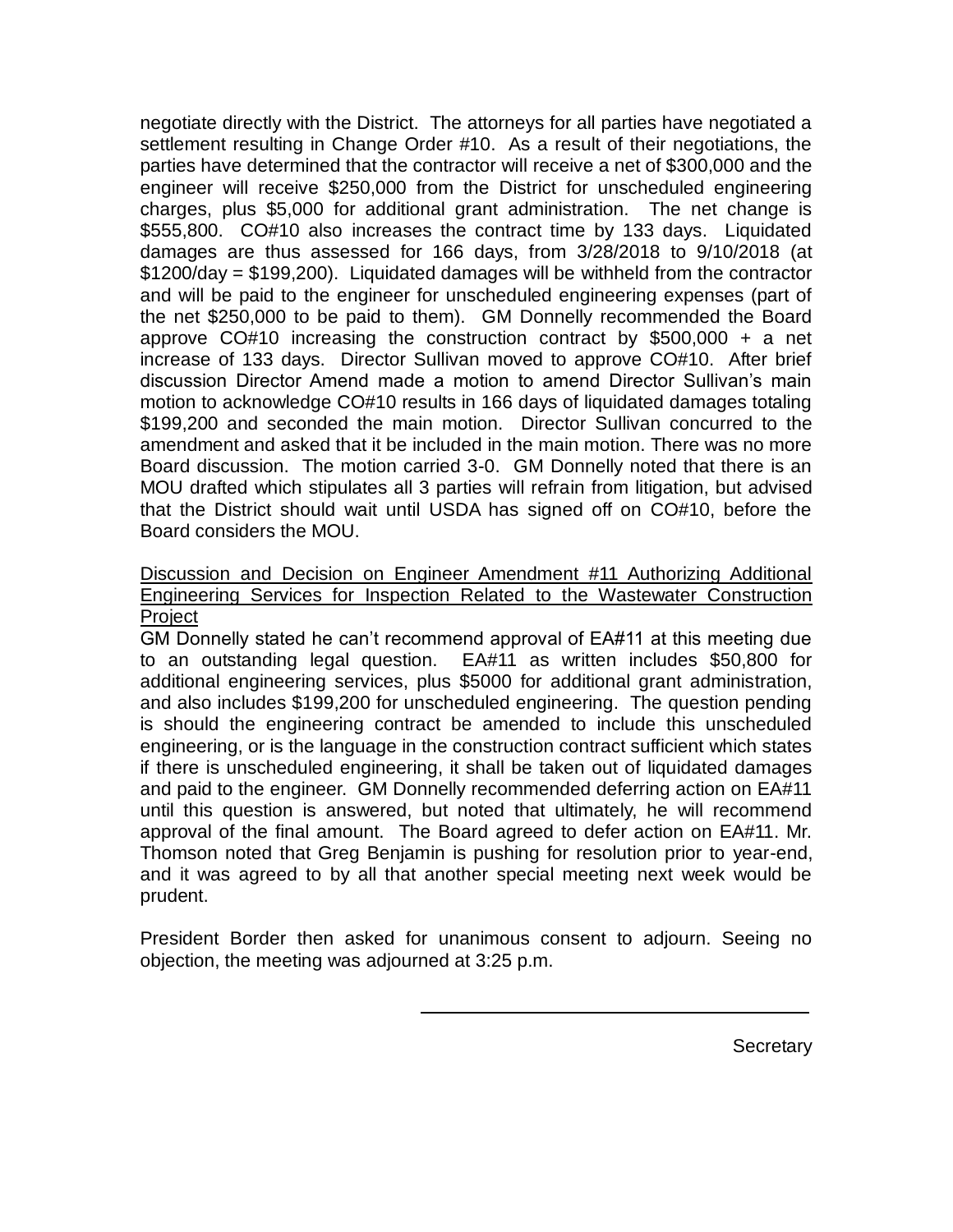negotiate directly with the District. The attorneys for all parties have negotiated a settlement resulting in Change Order #10. As a result of their negotiations, the parties have determined that the contractor will receive a net of $300,000 and the engineer will receive $250,000 from the District for unscheduled engineering charges, plus $5,000 for additional grant administration. The net change is $555,800. CO#10 also increases the contract time by 133 days. Liquidated damages are thus assessed for 166 days, from 3/28/2018 to 9/10/2018 (at $1200/day = $199,200). Liquidated damages will be withheld from the contractor and will be paid to the engineer for unscheduled engineering expenses (part of the net $250,000 to be paid to them). GM Donnelly recommended the Board approve CO#10 increasing the construction contract by $500,000 + a net increase of 133 days. Director Sullivan moved to approve CO#10. After brief discussion Director Amend made a motion to amend Director Sullivan's main motion to acknowledge CO#10 results in 166 days of liquidated damages totaling $199,200 and seconded the main motion. Director Sullivan concurred to the amendment and asked that it be included in the main motion. There was no more Board discussion. The motion carried 3-0. GM Donnelly noted that there is an MOU drafted which stipulates all 3 parties will refrain from litigation, but advised that the District should wait until USDA has signed off on CO#10, before the Board considers the MOU.

<u>Discussion and Decision on Engineer Amendment #11 Authorizing Additional Engineering Services for Inspection Related to the Wastewater Construction Project</u>

GM Donnelly stated he can't recommend approval of EA#11 at this meeting due to an outstanding legal question. EA#11 as written includes $50,800 for additional engineering services, plus $5000 for additional grant administration, and also includes $199,200 for unscheduled engineering. The question pending is should the engineering contract be amended to include this unscheduled engineering, or is the language in the construction contract sufficient which states if there is unscheduled engineering, it shall be taken out of liquidated damages and paid to the engineer. GM Donnelly recommended deferring action on EA#11 until this question is answered, but noted that ultimately, he will recommend approval of the final amount. The Board agreed to defer action on EA#11. Mr. Thomson noted that Greg Benjamin is pushing for resolution prior to year-end, and it was agreed to by all that another special meeting next week would be prudent.

President Border then asked for unanimous consent to adjourn. Seeing no objection, the meeting was adjourned at 3:25 p.m.

\_\_\_\_\_\_\_\_\_\_\_\_\_\_\_\_\_\_\_\_\_\_\_\_\_\_\_\_\_\_\_\_

Secretary